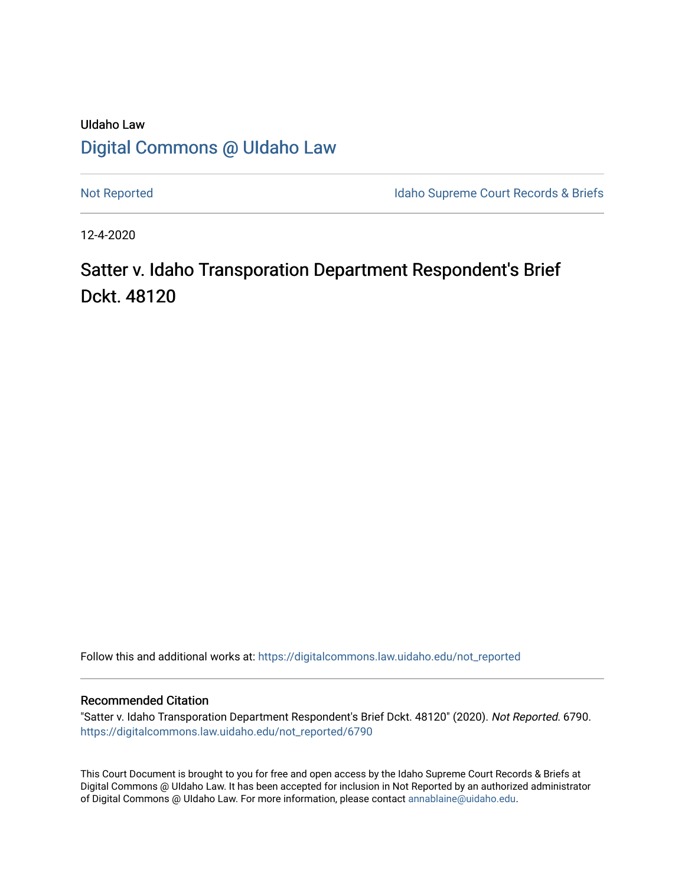UIdaho Law

# Digital Commons @ UIdaho Law

Not Reported

Idaho Supreme Court Records & Briefs

12-4-2020

# Satter v. Idaho Transporation Department Respondent's Brief Dckt. 48120

Follow this and additional works at: https://digitalcommons.law.uidaho.edu/not_reported

## Recommended Citation

"Satter v. Idaho Transporation Department Respondent's Brief Dckt. 48120" (2020). *Not Reported*. 6790. https://digitalcommons.law.uidaho.edu/not_reported/6790

This Court Document is brought to you for free and open access by the Idaho Supreme Court Records & Briefs at Digital Commons @ UIdaho Law. It has been accepted for inclusion in Not Reported by an authorized administrator of Digital Commons @ UIdaho Law. For more information, please contact annablaine@uidaho.edu.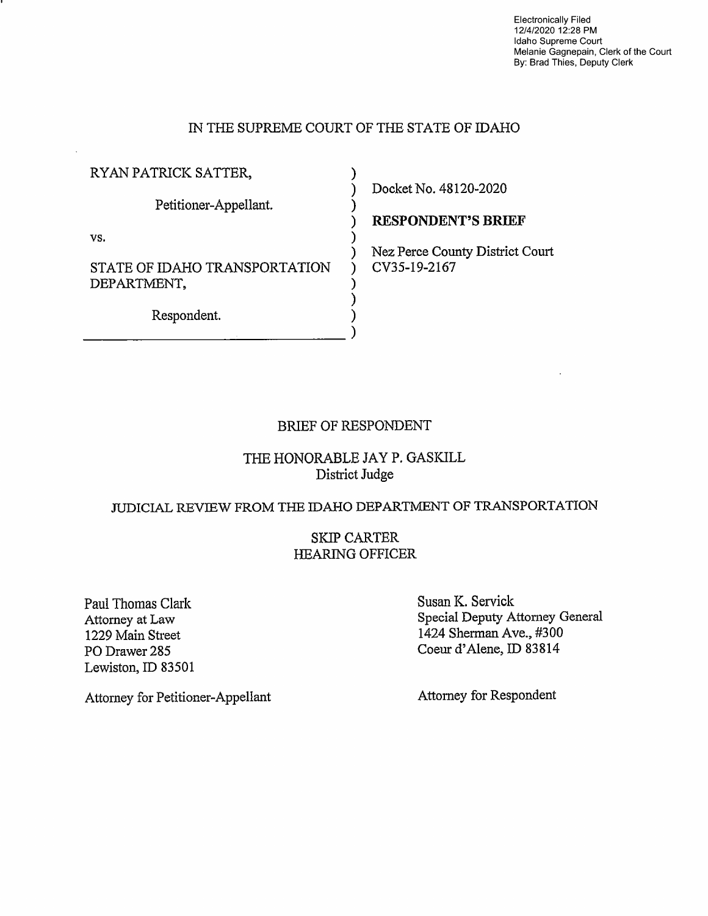Electronically Filed
12/4/2020 12:28 PM
Idaho Supreme Court
Melanie Gagnepain, Clerk of the Court
By: Brad Thies, Deputy Clerk

IN THE SUPREME COURT OF THE STATE OF IDAHO

| | |
|---|---|
| RYAN PATRICK SATTER, | Docket No. 48120-2020 |
| Petitioner-Appellant. | **RESPONDENT'S BRIEF** |
| vs. | Nez Perce County District Court CV35-19-2167 |
| STATE OF IDAHO TRANSPORTATION DEPARTMENT, | |
| Respondent. | |

BRIEF OF RESPONDENT

THE HONORABLE JAY P. GASKILL
District Judge

JUDICIAL REVIEW FROM THE IDAHO DEPARTMENT OF TRANSPORTATION

SKIP CARTER
HEARING OFFICER

| | |
|---|---|
| Paul Thomas Clark<br>Attorney at Law<br>1229 Main Street<br>PO Drawer 285<br>Lewiston, ID 83501 | Susan K. Servick<br>Special Deputy Attorney General<br>1424 Sherman Ave., #300<br>Coeur d'Alene, ID 83814 |
| Attorney for Petitioner-Appellant | Attorney for Respondent |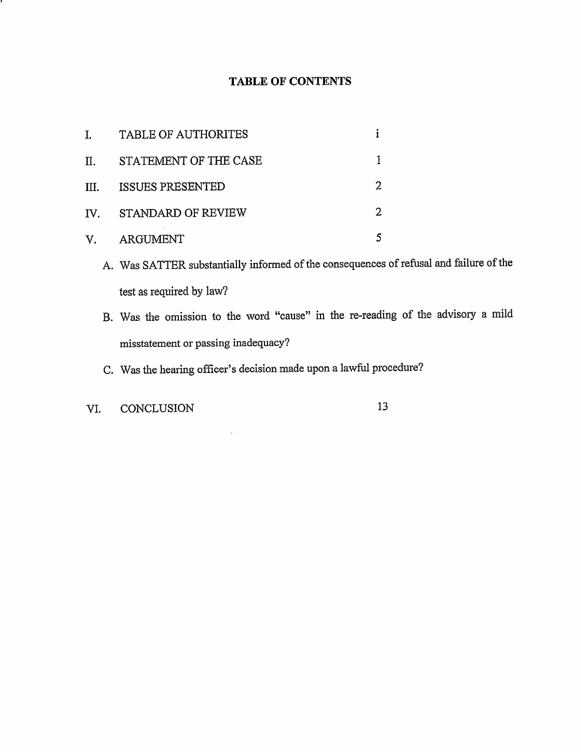## TABLE OF CONTENTS

| | | |
|---|---|---|
| I. | TABLE OF AUTHORITES | i |
| II. | STATEMENT OF THE CASE | 1 |
| III. | ISSUES PRESENTED | 2 |
| IV. | STANDARD OF REVIEW | 2 |
| V. | ARGUMENT | 5 |

A. Was SATTER substantially informed of the consequences of refusal and failure of the test as required by law?

B. Was the omission to the word "cause" in the re-reading of the advisory a mild misstatement or passing inadequacy?

C. Was the hearing officer's decision made upon a lawful procedure?

| | | |
|---|---|---|
| VI. | CONCLUSION | 13 |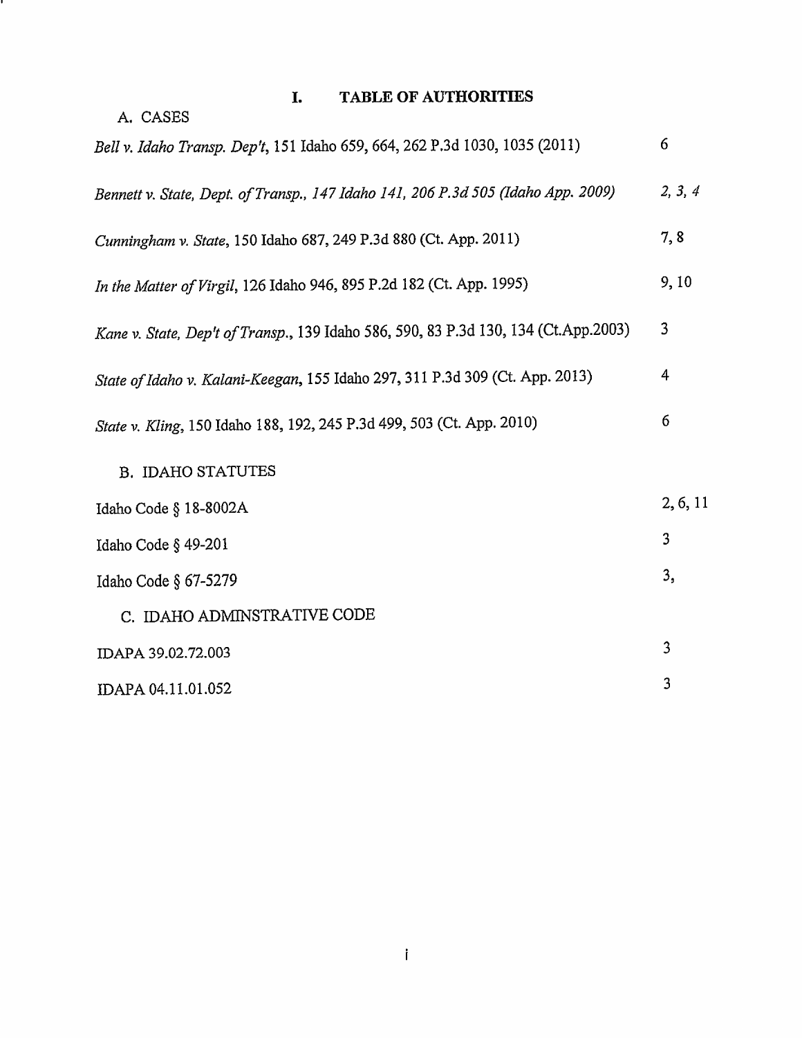# I. TABLE OF AUTHORITIES

## A. CASES

| | |
|---|---|
| *Bell v. Idaho Transp. Dep't*, 151 Idaho 659, 664, 262 P.3d 1030, 1035 (2011) | 6 |
| *Bennett v. State, Dept. of Transp., 147 Idaho 141, 206 P.3d 505 (Idaho App. 2009)* | *2, 3, 4* |
| *Cunningham v. State*, 150 Idaho 687, 249 P.3d 880 (Ct. App. 2011) | 7, 8 |
| *In the Matter of Virgil*, 126 Idaho 946, 895 P.2d 182 (Ct. App. 1995) | 9, 10 |
| *Kane v. State, Dep't of Transp.*, 139 Idaho 586, 590, 83 P.3d 130, 134 (Ct.App.2003) | 3 |
| *State of Idaho v. Kalani-Keegan*, 155 Idaho 297, 311 P.3d 309 (Ct. App. 2013) | 4 |
| *State v. Kling*, 150 Idaho 188, 192, 245 P.3d 499, 503 (Ct. App. 2010) | 6 |

## B. IDAHO STATUTES

| | |
|---|---|
| Idaho Code § 18-8002A | 2, 6, 11 |
| Idaho Code § 49-201 | 3 |
| Idaho Code § 67-5279 | 3, |

## C. IDAHO ADMINSTRATIVE CODE

| | |
|---|---|
| IDAPA 39.02.72.003 | 3 |
| IDAPA 04.11.01.052 | 3 |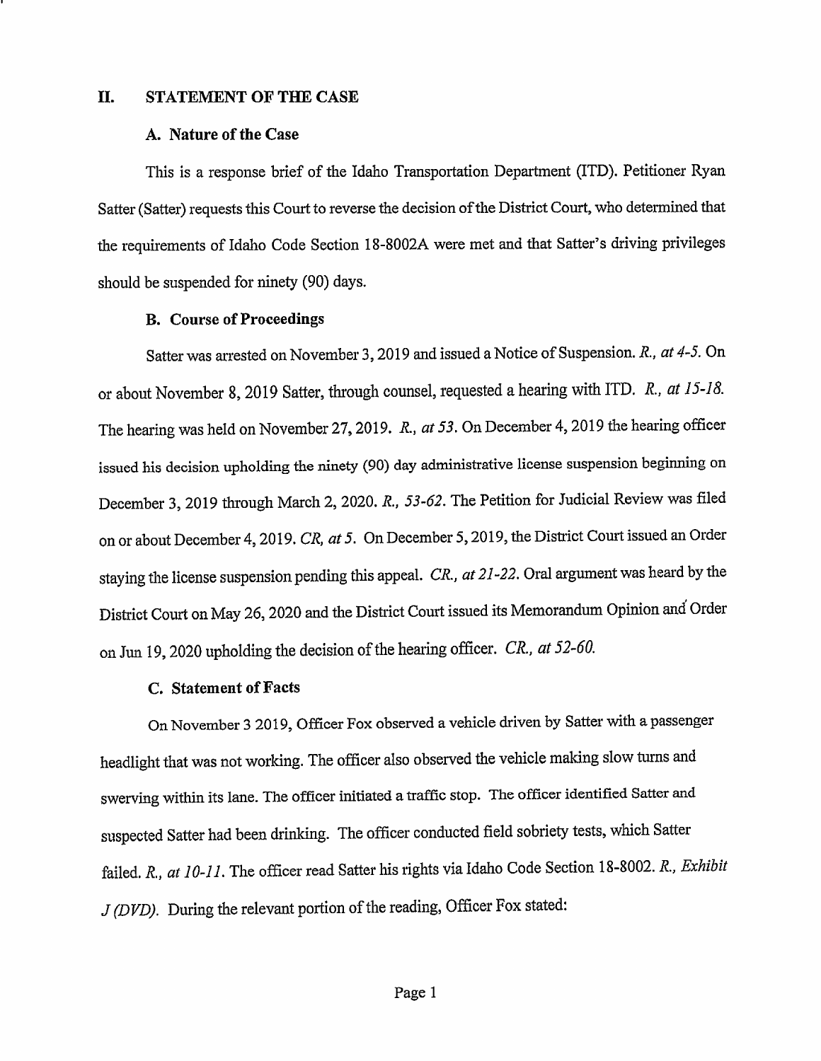## II. STATEMENT OF THE CASE

### A. Nature of the Case

This is a response brief of the Idaho Transportation Department (ITD). Petitioner Ryan Satter (Satter) requests this Court to reverse the decision of the District Court, who determined that the requirements of Idaho Code Section 18-8002A were met and that Satter's driving privileges should be suspended for ninety (90) days.

### B. Course of Proceedings

Satter was arrested on November 3, 2019 and issued a Notice of Suspension. *R., at 4-5.* On or about November 8, 2019 Satter, through counsel, requested a hearing with ITD. *R., at 15-18.* The hearing was held on November 27, 2019. *R., at 53.* On December 4, 2019 the hearing officer issued his decision upholding the ninety (90) day administrative license suspension beginning on December 3, 2019 through March 2, 2020. *R., 53-62.* The Petition for Judicial Review was filed on or about December 4, 2019. *CR, at 5.* On December 5, 2019, the District Court issued an Order staying the license suspension pending this appeal. *CR., at 21-22.* Oral argument was heard by the District Court on May 26, 2020 and the District Court issued its Memorandum Opinion and Order on Jun 19, 2020 upholding the decision of the hearing officer. *CR., at 52-60.*

### C. Statement of Facts

On November 3 2019, Officer Fox observed a vehicle driven by Satter with a passenger headlight that was not working. The officer also observed the vehicle making slow turns and swerving within its lane. The officer initiated a traffic stop. The officer identified Satter and suspected Satter had been drinking. The officer conducted field sobriety tests, which Satter failed. *R., at 10-11.* The officer read Satter his rights via Idaho Code Section 18-8002. *R., Exhibit J (DVD).* During the relevant portion of the reading, Officer Fox stated: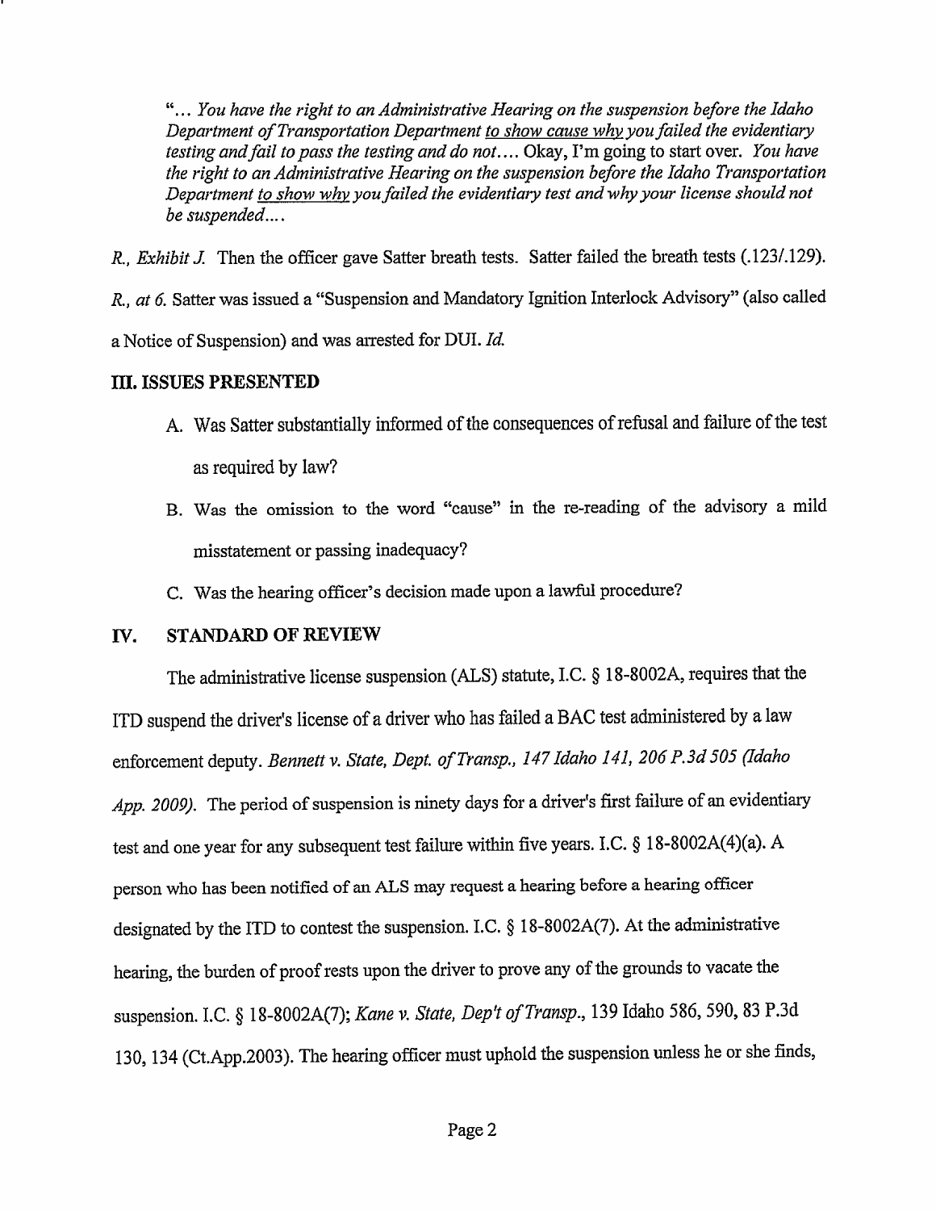"*... You have the right to an Administrative Hearing on the suspension before the Idaho Department of Transportation Department* <u>*to show cause why you*</u> *failed the evidentiary testing and fail to pass the testing and do not....* Okay, I'm going to start over. *You have the right to an Administrative Hearing on the suspension before the Idaho Transportation Department* <u>*to show why*</u> *you failed the evidentiary test and why your license should not be suspended....*

*R., Exhibit J.* Then the officer gave Satter breath tests. Satter failed the breath tests (.123/.129). *R., at 6.* Satter was issued a "Suspension and Mandatory Ignition Interlock Advisory" (also called a Notice of Suspension) and was arrested for DUI. *Id.*

## III. ISSUES PRESENTED

A. Was Satter substantially informed of the consequences of refusal and failure of the test as required by law?

B. Was the omission to the word "cause" in the re-reading of the advisory a mild misstatement or passing inadequacy?

C. Was the hearing officer's decision made upon a lawful procedure?

## IV. STANDARD OF REVIEW

The administrative license suspension (ALS) statute, I.C. § 18-8002A, requires that the ITD suspend the driver's license of a driver who has failed a BAC test administered by a law enforcement deputy. *Bennett v. State, Dept. of Transp., 147 Idaho 141, 206 P.3d 505 (Idaho App. 2009).* The period of suspension is ninety days for a driver's first failure of an evidentiary test and one year for any subsequent test failure within five years. I.C. § 18-8002A(4)(a). A person who has been notified of an ALS may request a hearing before a hearing officer designated by the ITD to contest the suspension. I.C. § 18-8002A(7). At the administrative hearing, the burden of proof rests upon the driver to prove any of the grounds to vacate the suspension. I.C. § 18-8002A(7); *Kane v. State, Dep't of Transp.*, 139 Idaho 586, 590, 83 P.3d 130, 134 (Ct.App.2003). The hearing officer must uphold the suspension unless he or she finds,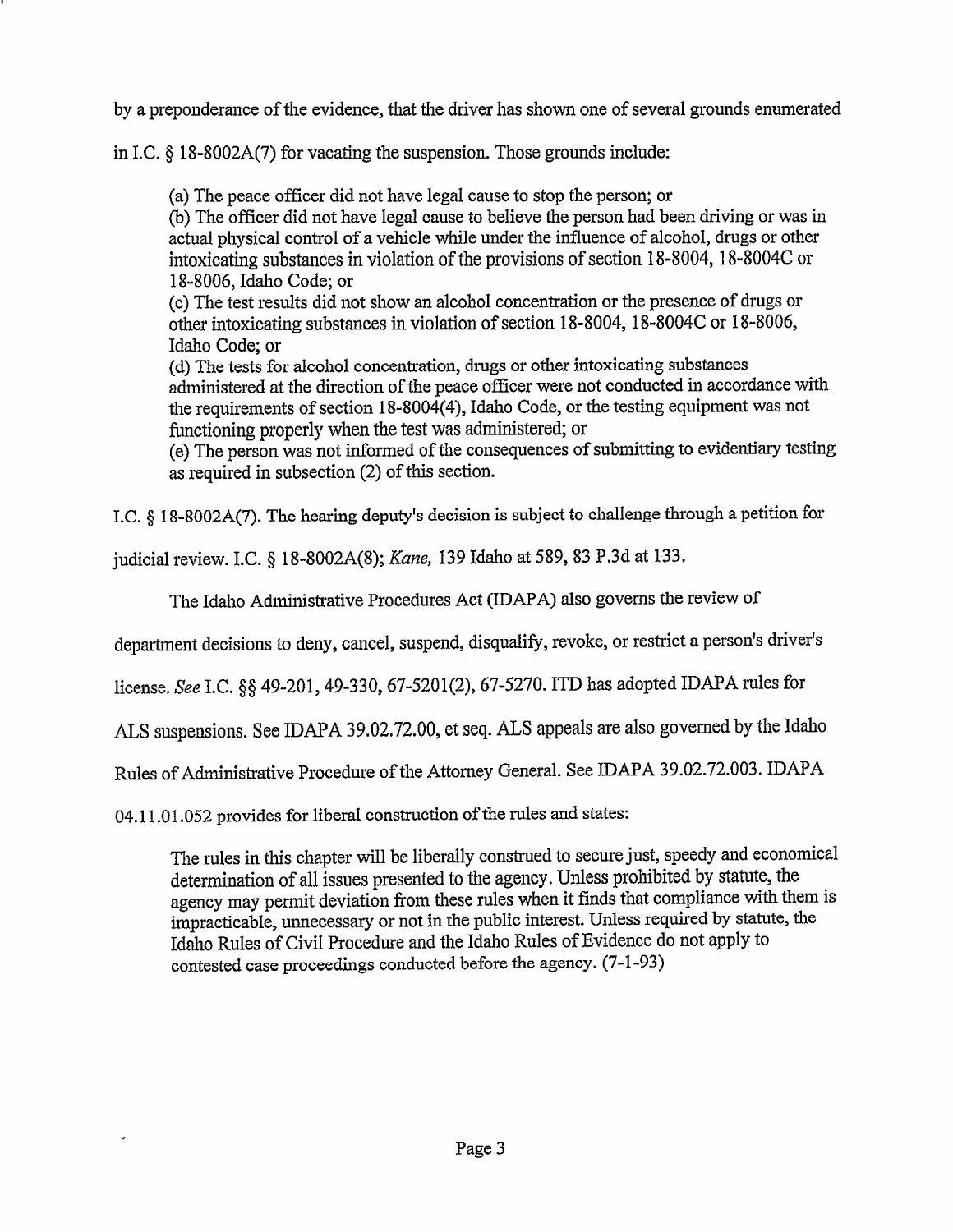by a preponderance of the evidence, that the driver has shown one of several grounds enumerated in I.C. § 18-8002A(7) for vacating the suspension. Those grounds include:

> (a) The peace officer did not have legal cause to stop the person; or
> (b) The officer did not have legal cause to believe the person had been driving or was in actual physical control of a vehicle while under the influence of alcohol, drugs or other intoxicating substances in violation of the provisions of section 18-8004, 18-8004C or 18-8006, Idaho Code; or
> (c) The test results did not show an alcohol concentration or the presence of drugs or other intoxicating substances in violation of section 18-8004, 18-8004C or 18-8006, Idaho Code; or
> (d) The tests for alcohol concentration, drugs or other intoxicating substances administered at the direction of the peace officer were not conducted in accordance with the requirements of section 18-8004(4), Idaho Code, or the testing equipment was not functioning properly when the test was administered; or
> (e) The person was not informed of the consequences of submitting to evidentiary testing as required in subsection (2) of this section.

I.C. § 18-8002A(7). The hearing deputy's decision is subject to challenge through a petition for judicial review. I.C. § 18-8002A(8); *Kane,* 139 Idaho at 589, 83 P.3d at 133.

The Idaho Administrative Procedures Act (IDAPA) also governs the review of department decisions to deny, cancel, suspend, disqualify, revoke, or restrict a person's driver's license. *See* I.C. §§ 49-201, 49-330, 67-5201(2), 67-5270. ITD has adopted IDAPA rules for ALS suspensions. See IDAPA 39.02.72.00, et seq. ALS appeals are also governed by the Idaho Rules of Administrative Procedure of the Attorney General. See IDAPA 39.02.72.003. IDAPA 04.11.01.052 provides for liberal construction of the rules and states:

> The rules in this chapter will be liberally construed to secure just, speedy and economical determination of all issues presented to the agency. Unless prohibited by statute, the agency may permit deviation from these rules when it finds that compliance with them is impracticable, unnecessary or not in the public interest. Unless required by statute, the Idaho Rules of Civil Procedure and the Idaho Rules of Evidence do not apply to contested case proceedings conducted before the agency. (7-1-93)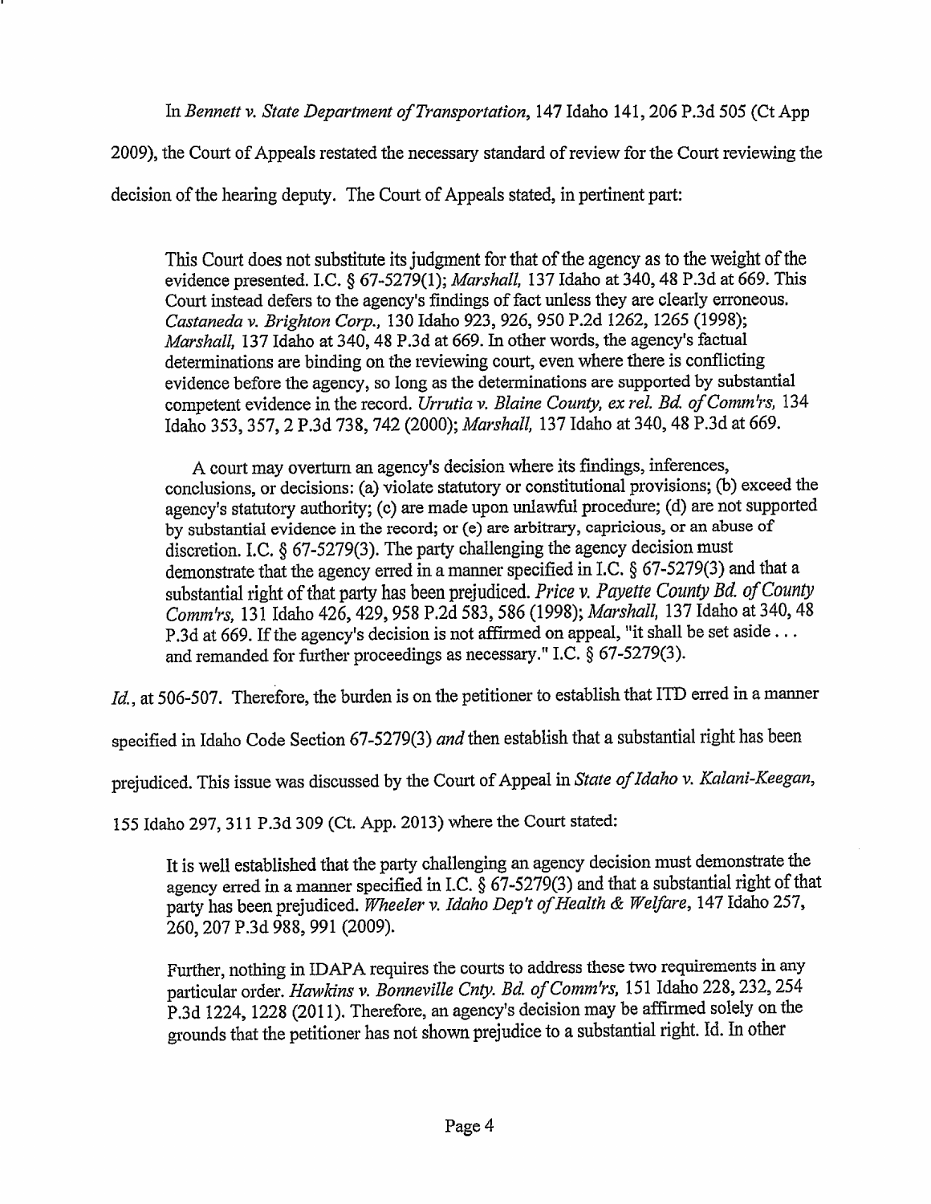In *Bennett v. State Department of Transportation*, 147 Idaho 141, 206 P.3d 505 (Ct App 2009), the Court of Appeals restated the necessary standard of review for the Court reviewing the decision of the hearing deputy. The Court of Appeals stated, in pertinent part:

> This Court does not substitute its judgment for that of the agency as to the weight of the evidence presented. I.C. § 67-5279(1); *Marshall,* 137 Idaho at 340, 48 P.3d at 669. This Court instead defers to the agency's findings of fact unless they are clearly erroneous. *Castaneda v. Brighton Corp.,* 130 Idaho 923, 926, 950 P.2d 1262, 1265 (1998); *Marshall,* 137 Idaho at 340, 48 P.3d at 669. In other words, the agency's factual determinations are binding on the reviewing court, even where there is conflicting evidence before the agency, so long as the determinations are supported by substantial competent evidence in the record. *Urrutia v. Blaine County, ex rel. Bd. of Comm'rs,* 134 Idaho 353, 357, 2 P.3d 738, 742 (2000); *Marshall,* 137 Idaho at 340, 48 P.3d at 669.
>
> A court may overturn an agency's decision where its findings, inferences, conclusions, or decisions: (a) violate statutory or constitutional provisions; (b) exceed the agency's statutory authority; (c) are made upon unlawful procedure; (d) are not supported by substantial evidence in the record; or (e) are arbitrary, capricious, or an abuse of discretion. I.C. § 67-5279(3). The party challenging the agency decision must demonstrate that the agency erred in a manner specified in I.C. § 67-5279(3) and that a substantial right of that party has been prejudiced. *Price v. Payette County Bd. of County Comm'rs,* 131 Idaho 426, 429, 958 P.2d 583, 586 (1998); *Marshall,* 137 Idaho at 340, 48 P.3d at 669. If the agency's decision is not affirmed on appeal, "it shall be set aside . . . and remanded for further proceedings as necessary." I.C. § 67-5279(3).

*Id.*, at 506-507. Therefore, the burden is on the petitioner to establish that ITD erred in a manner specified in Idaho Code Section 67-5279(3) *and* then establish that a substantial right has been prejudiced. This issue was discussed by the Court of Appeal in *State of Idaho v. Kalani-Keegan*, 155 Idaho 297, 311 P.3d 309 (Ct. App. 2013) where the Court stated:

> It is well established that the party challenging an agency decision must demonstrate the agency erred in a manner specified in I.C. § 67-5279(3) and that a substantial right of that party has been prejudiced. *Wheeler v. Idaho Dep't of Health & Welfare,* 147 Idaho 257, 260, 207 P.3d 988, 991 (2009).
>
> Further, nothing in IDAPA requires the courts to address these two requirements in any particular order. *Hawkins v. Bonneville Cnty. Bd. of Comm'rs,* 151 Idaho 228, 232, 254 P.3d 1224, 1228 (2011). Therefore, an agency's decision may be affirmed solely on the grounds that the petitioner has not shown prejudice to a substantial right. Id. In other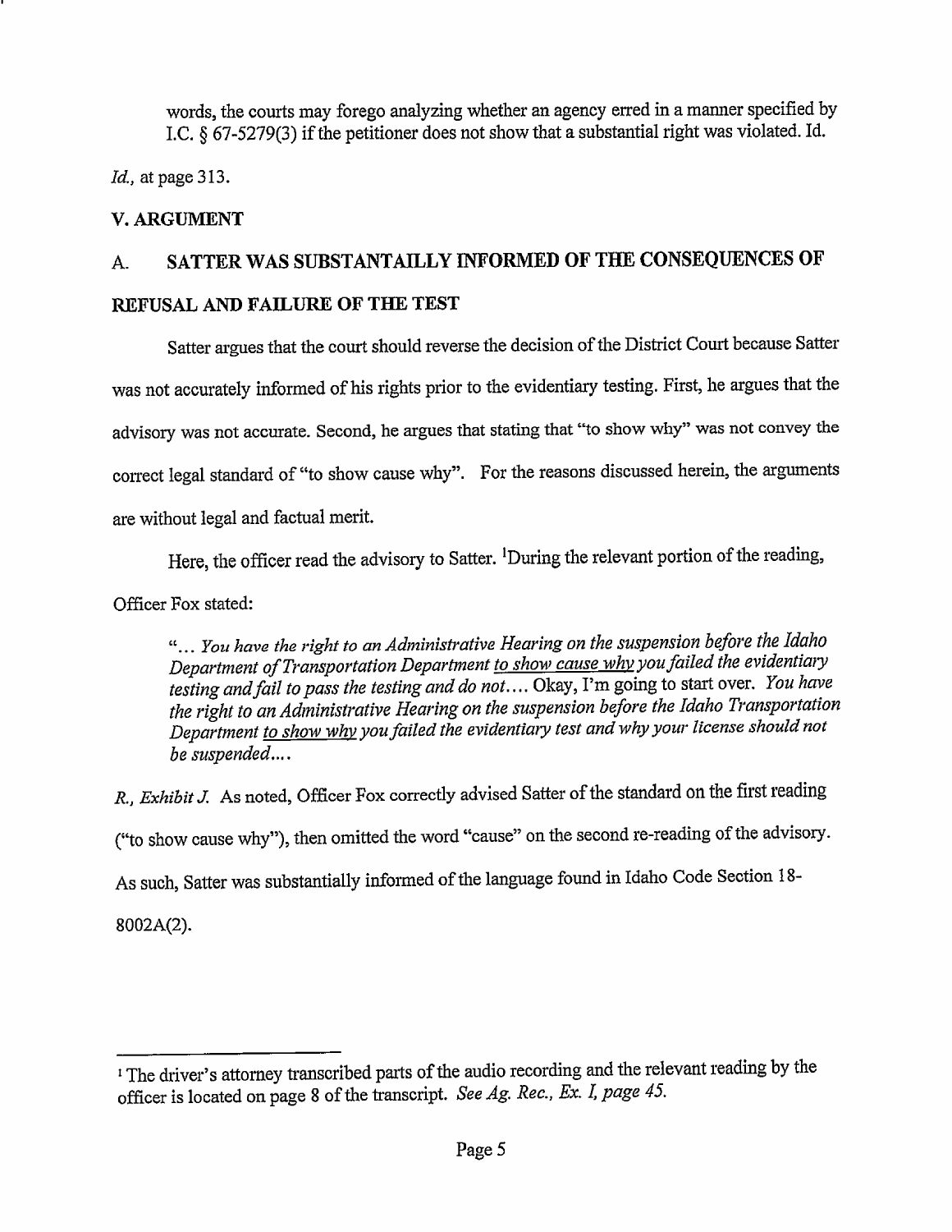words, the courts may forego analyzing whether an agency erred in a manner specified by I.C. § 67-5279(3) if the petitioner does not show that a substantial right was violated. Id.

*Id.,* at page 313.

## V. ARGUMENT

### A. SATTER WAS SUBSTANTAILLY INFORMED OF THE CONSEQUENCES OF REFUSAL AND FAILURE OF THE TEST

Satter argues that the court should reverse the decision of the District Court because Satter was not accurately informed of his rights prior to the evidentiary testing. First, he argues that the advisory was not accurate. Second, he argues that stating that "to show why" was not convey the correct legal standard of "to show cause why". For the reasons discussed herein, the arguments are without legal and factual merit.

Here, the officer read the advisory to Satter. [1]During the relevant portion of the reading, Officer Fox stated:

> "... *You have the right to an Administrative Hearing on the suspension before the Idaho Department of Transportation Department <u>to show cause why</u> you failed the evidentiary testing and fail to pass the testing and do not....* Okay, I'm going to start over. *You have the right to an Administrative Hearing on the suspension before the Idaho Transportation Department <u>to show why</u> you failed the evidentiary test and why your license should not be suspended....*

*R., Exhibit J.* As noted, Officer Fox correctly advised Satter of the standard on the first reading ("to show cause why"), then omitted the word "cause" on the second re-reading of the advisory. As such, Satter was substantially informed of the language found in Idaho Code Section 18-8002A(2).

---

[1] The driver's attorney transcribed parts of the audio recording and the relevant reading by the officer is located on page 8 of the transcript. *See Ag. Rec., Ex. I, page 45.*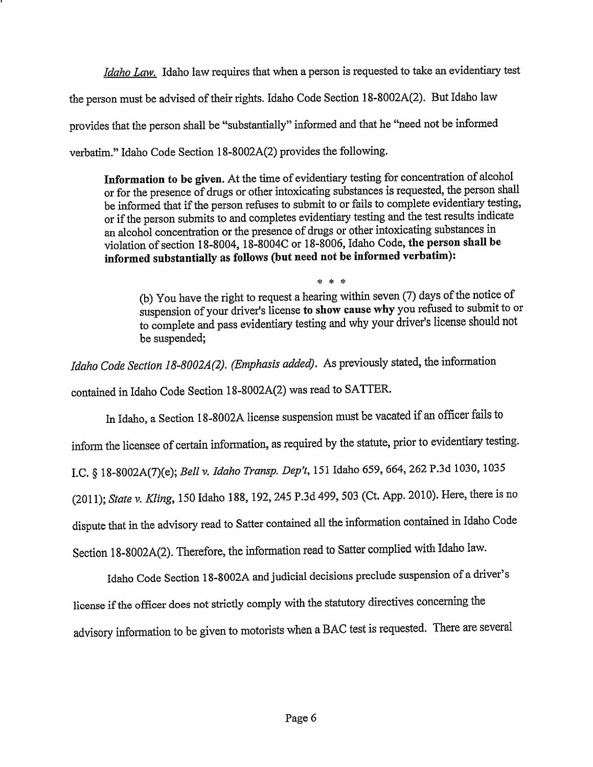*Idaho Law.* Idaho law requires that when a person is requested to take an evidentiary test the person must be advised of their rights. Idaho Code Section 18-8002A(2). But Idaho law provides that the person shall be "substantially" informed and that he "need not be informed verbatim." Idaho Code Section 18-8002A(2) provides the following.

> **Information to be given.** At the time of evidentiary testing for concentration of alcohol or for the presence of drugs or other intoxicating substances is requested, the person shall be informed that if the person refuses to submit to or fails to complete evidentiary testing, or if the person submits to and completes evidentiary testing and the test results indicate an alcohol concentration or the presence of drugs or other intoxicating substances in violation of section 18-8004, 18-8004C or 18-8006, Idaho Code, **the person shall be informed substantially as follows (but need not be informed verbatim):**
>
> \* \* \*
>
> > (b) You have the right to request a hearing within seven (7) days of the notice of suspension of your driver's license **to show cause why** you refused to submit to or to complete and pass evidentiary testing and why your driver's license should not be suspended;

*Idaho Code Section 18-8002A(2). (Emphasis added).* As previously stated, the information contained in Idaho Code Section 18-8002A(2) was read to SATTER.

In Idaho, a Section 18-8002A license suspension must be vacated if an officer fails to inform the licensee of certain information, as required by the statute, prior to evidentiary testing. I.C. § 18-8002A(7)(e); *Bell v. Idaho Transp. Dep't*, 151 Idaho 659, 664, 262 P.3d 1030, 1035 (2011); *State v. Kling*, 150 Idaho 188, 192, 245 P.3d 499, 503 (Ct. App. 2010). Here, there is no dispute that in the advisory read to Satter contained all the information contained in Idaho Code Section 18-8002A(2). Therefore, the information read to Satter complied with Idaho law.

Idaho Code Section 18-8002A and judicial decisions preclude suspension of a driver's license if the officer does not strictly comply with the statutory directives concerning the advisory information to be given to motorists when a BAC test is requested. There are several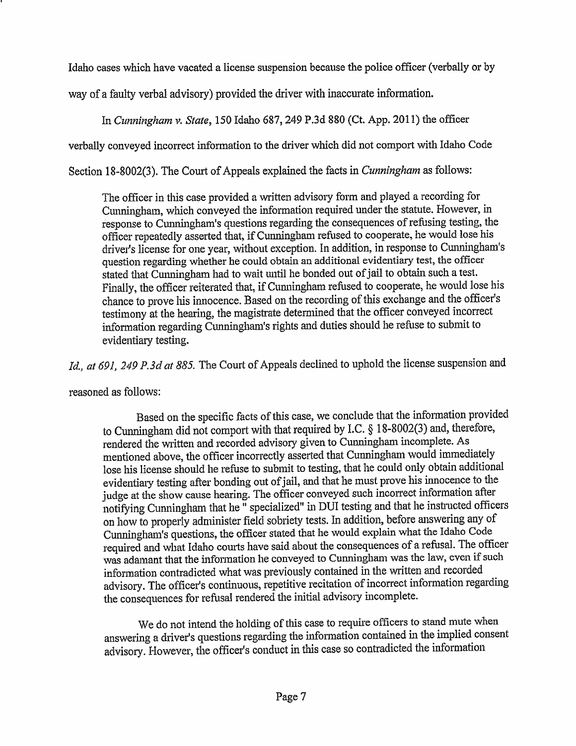Idaho cases which have vacated a license suspension because the police officer (verbally or by way of a faulty verbal advisory) provided the driver with inaccurate information.

In *Cunningham v. State*, 150 Idaho 687, 249 P.3d 880 (Ct. App. 2011) the officer verbally conveyed incorrect information to the driver which did not comport with Idaho Code Section 18-8002(3). The Court of Appeals explained the facts in *Cunningham* as follows:

> The officer in this case provided a written advisory form and played a recording for Cunningham, which conveyed the information required under the statute. However, in response to Cunningham's questions regarding the consequences of refusing testing, the officer repeatedly asserted that, if Cunningham refused to cooperate, he would lose his driver's license for one year, without exception. In addition, in response to Cunningham's question regarding whether he could obtain an additional evidentiary test, the officer stated that Cunningham had to wait until he bonded out of jail to obtain such a test. Finally, the officer reiterated that, if Cunningham refused to cooperate, he would lose his chance to prove his innocence. Based on the recording of this exchange and the officer's testimony at the hearing, the magistrate determined that the officer conveyed incorrect information regarding Cunningham's rights and duties should he refuse to submit to evidentiary testing.

*Id., at 691, 249 P.3d at 885.* The Court of Appeals declined to uphold the license suspension and reasoned as follows:

> Based on the specific facts of this case, we conclude that the information provided to Cunningham did not comport with that required by I.C. § 18-8002(3) and, therefore, rendered the written and recorded advisory given to Cunningham incomplete. As mentioned above, the officer incorrectly asserted that Cunningham would immediately lose his license should he refuse to submit to testing, that he could only obtain additional evidentiary testing after bonding out of jail, and that he must prove his innocence to the judge at the show cause hearing. The officer conveyed such incorrect information after notifying Cunningham that he " specialized" in DUI testing and that he instructed officers on how to properly administer field sobriety tests. In addition, before answering any of Cunningham's questions, the officer stated that he would explain what the Idaho Code required and what Idaho courts have said about the consequences of a refusal. The officer was adamant that the information he conveyed to Cunningham was the law, even if such information contradicted what was previously contained in the written and recorded advisory. The officer's continuous, repetitive recitation of incorrect information regarding the consequences for refusal rendered the initial advisory incomplete.
>
> We do not intend the holding of this case to require officers to stand mute when answering a driver's questions regarding the information contained in the implied consent advisory. However, the officer's conduct in this case so contradicted the information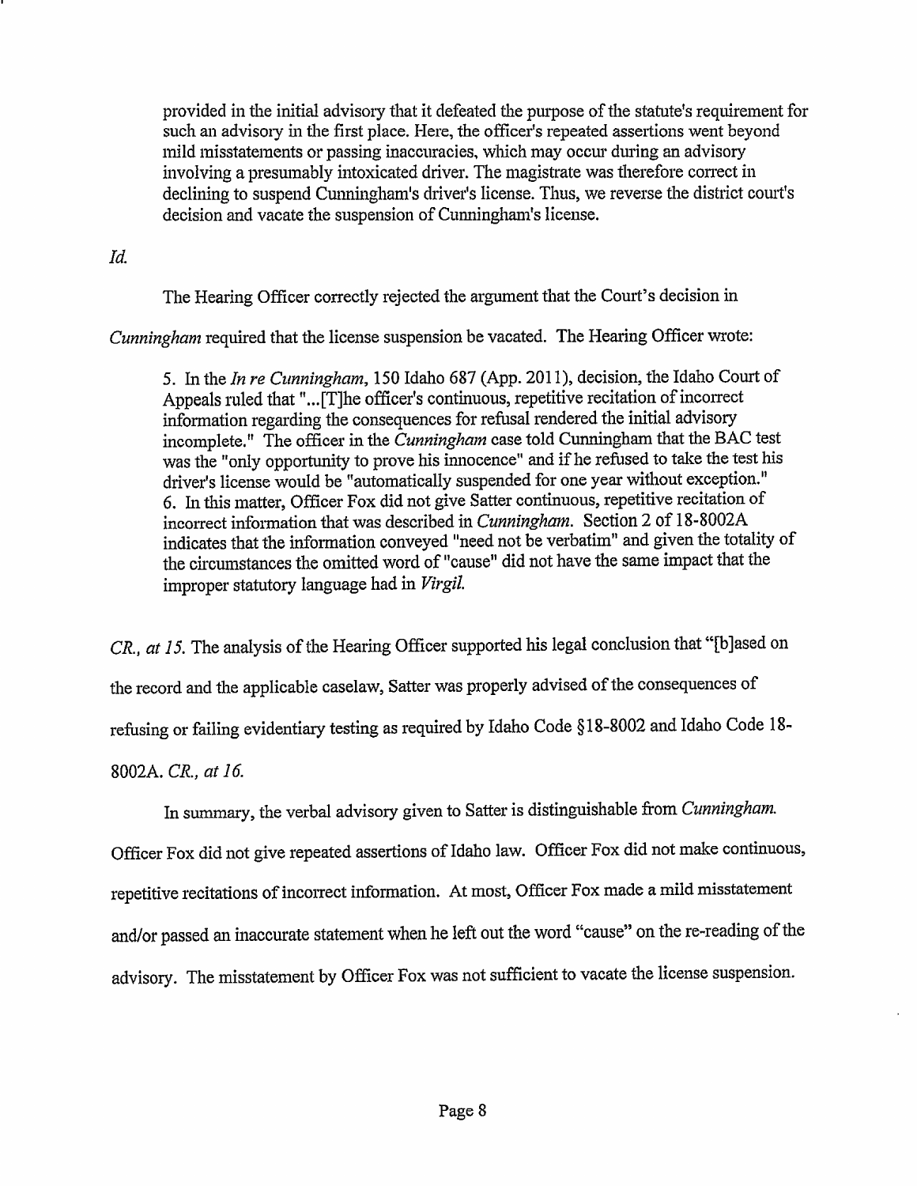> provided in the initial advisory that it defeated the purpose of the statute's requirement for such an advisory in the first place. Here, the officer's repeated assertions went beyond mild misstatements or passing inaccuracies, which may occur during an advisory involving a presumably intoxicated driver. The magistrate was therefore correct in declining to suspend Cunningham's driver's license. Thus, we reverse the district court's decision and vacate the suspension of Cunningham's license.

*Id.*

The Hearing Officer correctly rejected the argument that the Court's decision in *Cunningham* required that the license suspension be vacated. The Hearing Officer wrote:

> 5. In the *In re Cunningham*, 150 Idaho 687 (App. 2011), decision, the Idaho Court of Appeals ruled that "...[T]he officer's continuous, repetitive recitation of incorrect information regarding the consequences for refusal rendered the initial advisory incomplete." The officer in the *Cunningham* case told Cunningham that the BAC test was the "only opportunity to prove his innocence" and if he refused to take the test his driver's license would be "automatically suspended for one year without exception."
> 6. In this matter, Officer Fox did not give Satter continuous, repetitive recitation of incorrect information that was described in *Cunningham*. Section 2 of 18-8002A indicates that the information conveyed "need not be verbatim" and given the totality of the circumstances the omitted word of "cause" did not have the same impact that the improper statutory language had in *Virgil*.

*CR., at 15.* The analysis of the Hearing Officer supported his legal conclusion that "[b]ased on the record and the applicable caselaw, Satter was properly advised of the consequences of refusing or failing evidentiary testing as required by Idaho Code §18-8002 and Idaho Code 18-8002A. *CR., at 16.*

In summary, the verbal advisory given to Satter is distinguishable from *Cunningham*. Officer Fox did not give repeated assertions of Idaho law. Officer Fox did not make continuous, repetitive recitations of incorrect information. At most, Officer Fox made a mild misstatement and/or passed an inaccurate statement when he left out the word "cause" on the re-reading of the advisory. The misstatement by Officer Fox was not sufficient to vacate the license suspension.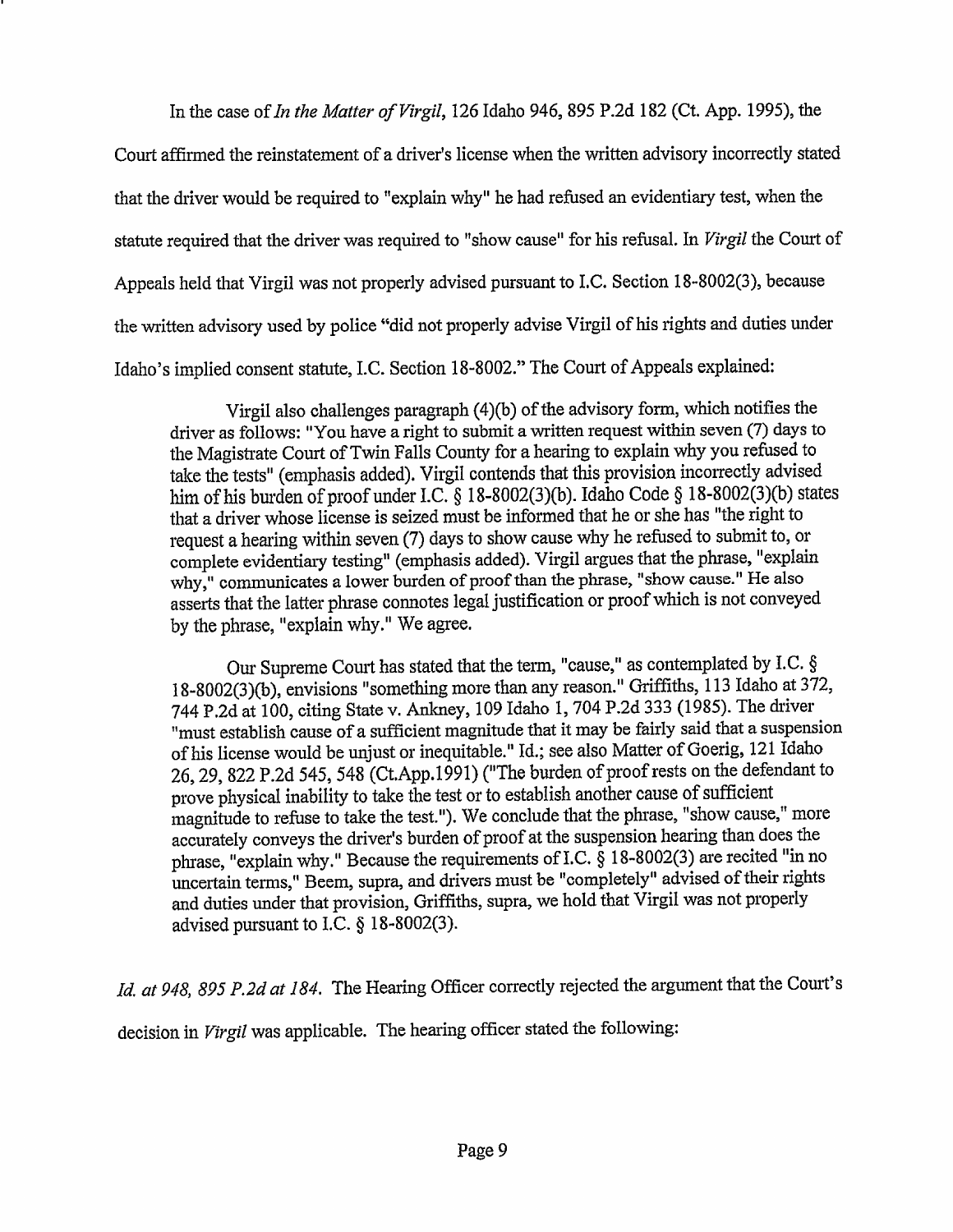In the case of *In the Matter of Virgil*, 126 Idaho 946, 895 P.2d 182 (Ct. App. 1995), the Court affirmed the reinstatement of a driver's license when the written advisory incorrectly stated that the driver would be required to "explain why" he had refused an evidentiary test, when the statute required that the driver was required to "show cause" for his refusal. In *Virgil* the Court of Appeals held that Virgil was not properly advised pursuant to I.C. Section 18-8002(3), because the written advisory used by police "did not properly advise Virgil of his rights and duties under Idaho's implied consent statute, I.C. Section 18-8002." The Court of Appeals explained:

> Virgil also challenges paragraph (4)(b) of the advisory form, which notifies the driver as follows: "You have a right to submit a written request within seven (7) days to the Magistrate Court of Twin Falls County for a hearing to explain why you refused to take the tests" (emphasis added). Virgil contends that this provision incorrectly advised him of his burden of proof under I.C. § 18-8002(3)(b). Idaho Code § 18-8002(3)(b) states that a driver whose license is seized must be informed that he or she has "the right to request a hearing within seven (7) days to show cause why he refused to submit to, or complete evidentiary testing" (emphasis added). Virgil argues that the phrase, "explain why," communicates a lower burden of proof than the phrase, "show cause." He also asserts that the latter phrase connotes legal justification or proof which is not conveyed by the phrase, "explain why." We agree.
>
> Our Supreme Court has stated that the term, "cause," as contemplated by I.C. § 18-8002(3)(b), envisions "something more than any reason." Griffiths, 113 Idaho at 372, 744 P.2d at 100, citing State v. Ankney, 109 Idaho 1, 704 P.2d 333 (1985). The driver "must establish cause of a sufficient magnitude that it may be fairly said that a suspension of his license would be unjust or inequitable." Id.; see also Matter of Goerig, 121 Idaho 26, 29, 822 P.2d 545, 548 (Ct.App.1991) ("The burden of proof rests on the defendant to prove physical inability to take the test or to establish another cause of sufficient magnitude to refuse to take the test."). We conclude that the phrase, "show cause," more accurately conveys the driver's burden of proof at the suspension hearing than does the phrase, "explain why." Because the requirements of I.C. § 18-8002(3) are recited "in no uncertain terms," Beem, supra, and drivers must be "completely" advised of their rights and duties under that provision, Griffiths, supra, we hold that Virgil was not properly advised pursuant to I.C. § 18-8002(3).

*Id. at 948, 895 P.2d at 184.* The Hearing Officer correctly rejected the argument that the Court's decision in *Virgil* was applicable. The hearing officer stated the following: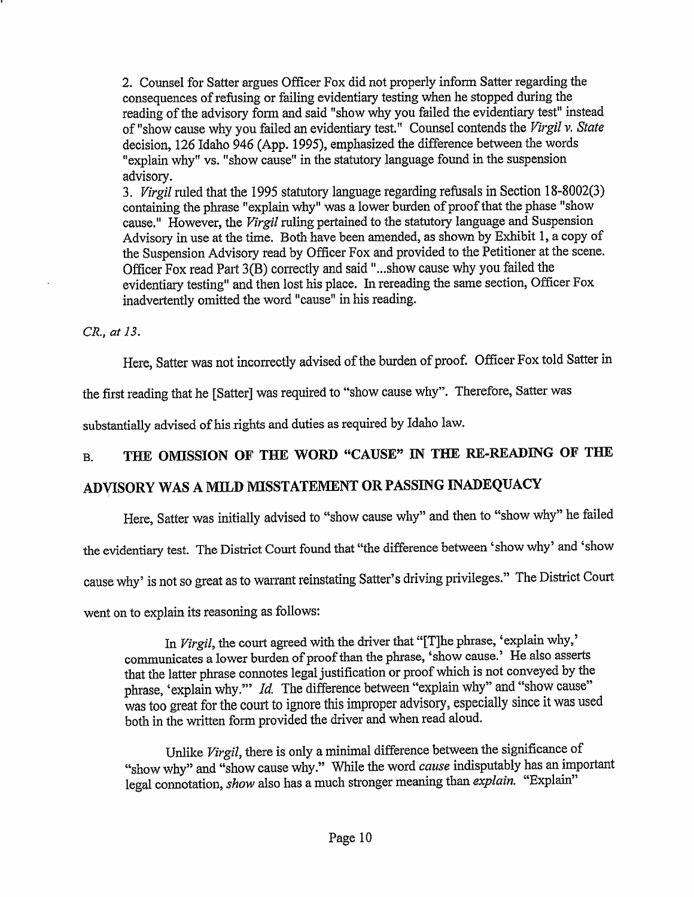> 2. Counsel for Satter argues Officer Fox did not properly inform Satter regarding the consequences of refusing or failing evidentiary testing when he stopped during the reading of the advisory form and said "show why you failed the evidentiary test" instead of "show cause why you failed an evidentiary test." Counsel contends the *Virgil v. State* decision, 126 Idaho 946 (App. 1995), emphasized the difference between the words "explain why" vs. "show cause" in the statutory language found in the suspension advisory.
>
> 3. *Virgil* ruled that the 1995 statutory language regarding refusals in Section 18-8002(3) containing the phrase "explain why" was a lower burden of proof that the phase "show cause." However, the *Virgil* ruling pertained to the statutory language and Suspension Advisory in use at the time. Both have been amended, as shown by Exhibit 1, a copy of the Suspension Advisory read by Officer Fox and provided to the Petitioner at the scene. Officer Fox read Part 3(B) correctly and said "...show cause why you failed the evidentiary testing" and then lost his place. In rereading the same section, Officer Fox inadvertently omitted the word "cause" in his reading.

*CR., at 13.*

Here, Satter was not incorrectly advised of the burden of proof. Officer Fox told Satter in the first reading that he [Satter] was required to "show cause why". Therefore, Satter was substantially advised of his rights and duties as required by Idaho law.

## B. THE OMISSION OF THE WORD "CAUSE" IN THE RE-READING OF THE ADVISORY WAS A MILD MISSTATEMENT OR PASSING INADEQUACY

Here, Satter was initially advised to "show cause why" and then to "show why" he failed the evidentiary test. The District Court found that "the difference between 'show why' and 'show cause why' is not so great as to warrant reinstating Satter's driving privileges." The District Court went on to explain its reasoning as follows:

> In *Virgil*, the court agreed with the driver that "[T]he phrase, 'explain why,' communicates a lower burden of proof than the phrase, 'show cause.' He also asserts that the latter phrase connotes legal justification or proof which is not conveyed by the phrase, 'explain why.'" *Id.* The difference between "explain why" and "show cause" was too great for the court to ignore this improper advisory, especially since it was used both in the written form provided the driver and when read aloud.
>
> Unlike *Virgil*, there is only a minimal difference between the significance of "show why" and "show cause why." While the word *cause* indisputably has an important legal connotation, *show* also has a much stronger meaning than *explain*. "Explain"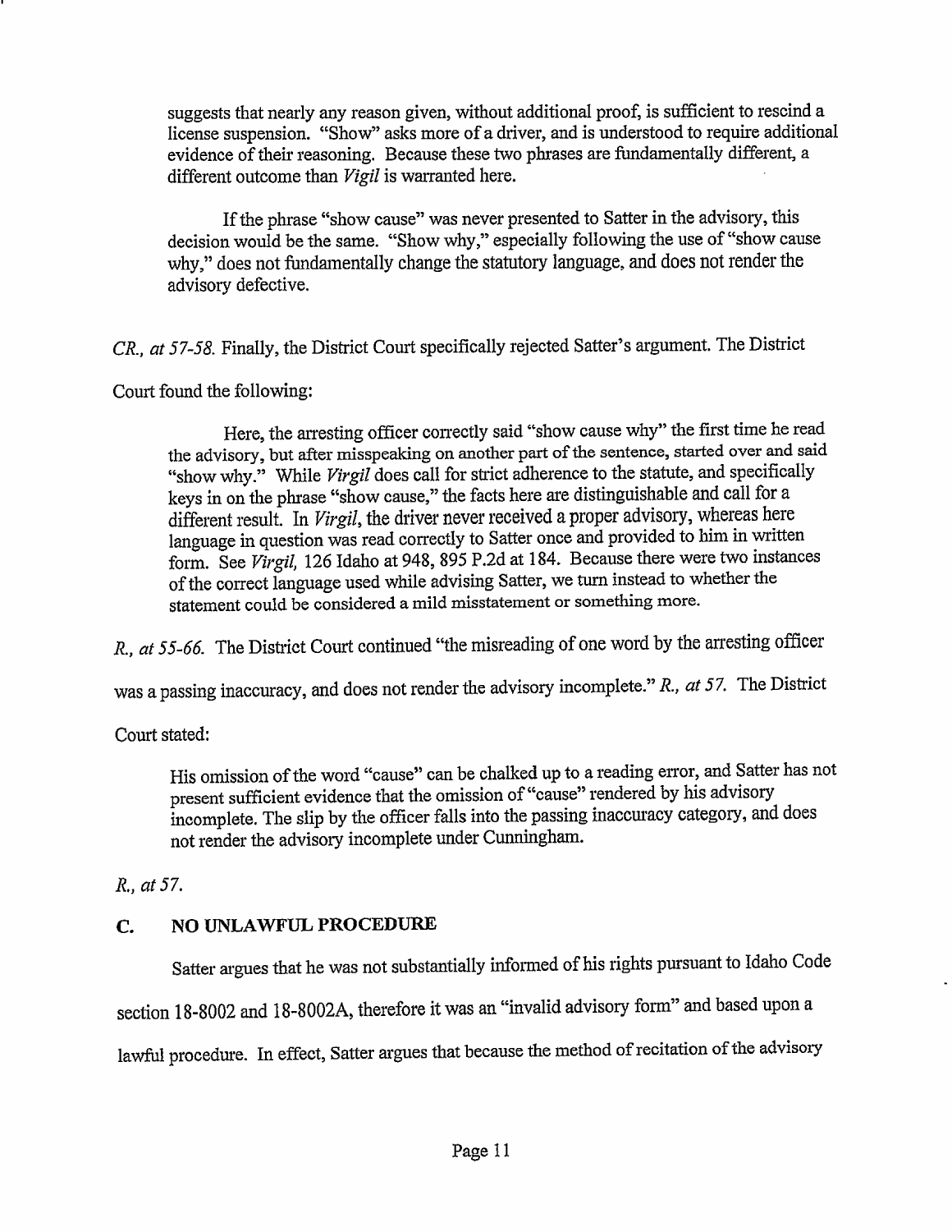> suggests that nearly any reason given, without additional proof, is sufficient to rescind a license suspension. "Show" asks more of a driver, and is understood to require additional evidence of their reasoning. Because these two phrases are fundamentally different, a different outcome than *Vigil* is warranted here.
>
> If the phrase "show cause" was never presented to Satter in the advisory, this decision would be the same. "Show why," especially following the use of "show cause why," does not fundamentally change the statutory language, and does not render the advisory defective.

*CR., at 57-58.* Finally, the District Court specifically rejected Satter's argument. The District Court found the following:

> Here, the arresting officer correctly said "show cause why" the first time he read the advisory, but after misspeaking on another part of the sentence, started over and said "show why." While *Virgil* does call for strict adherence to the statute, and specifically keys in on the phrase "show cause," the facts here are distinguishable and call for a different result. In *Virgil*, the driver never received a proper advisory, whereas here language in question was read correctly to Satter once and provided to him in written form. See *Virgil*, 126 Idaho at 948, 895 P.2d at 184. Because there were two instances of the correct language used while advising Satter, we turn instead to whether the statement could be considered a mild misstatement or something more.

*R., at 55-66.* The District Court continued "the misreading of one word by the arresting officer was a passing inaccuracy, and does not render the advisory incomplete." *R., at 57.* The District Court stated:

> His omission of the word "cause" can be chalked up to a reading error, and Satter has not present sufficient evidence that the omission of "cause" rendered by his advisory incomplete. The slip by the officer falls into the passing inaccuracy category, and does not render the advisory incomplete under Cunningham.

*R., at 57.*

### C. NO UNLAWFUL PROCEDURE

Satter argues that he was not substantially informed of his rights pursuant to Idaho Code section 18-8002 and 18-8002A, therefore it was an "invalid advisory form" and based upon a lawful procedure. In effect, Satter argues that because the method of recitation of the advisory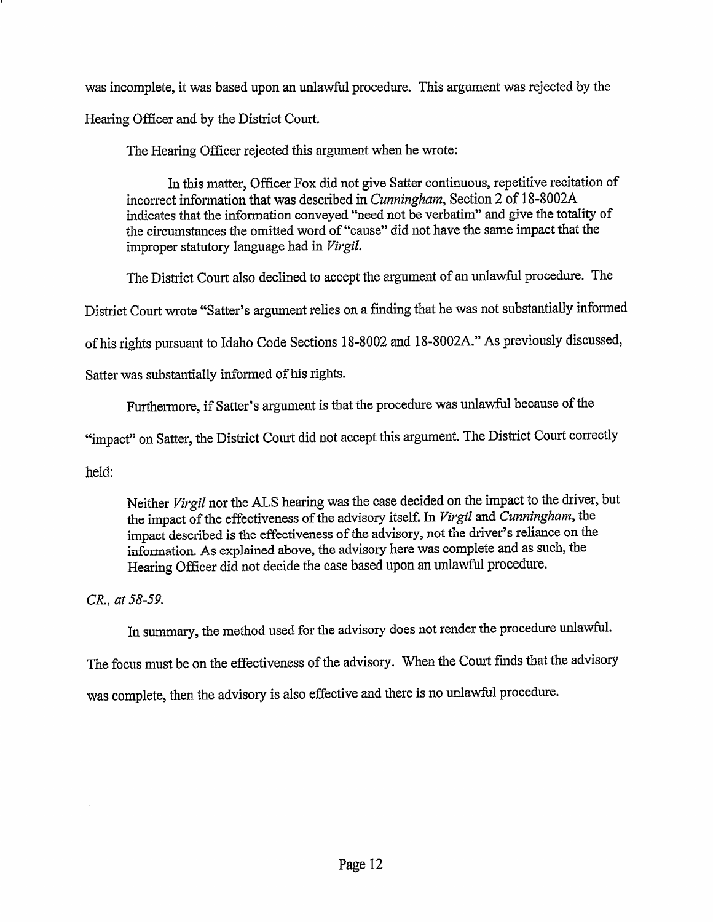was incomplete, it was based upon an unlawful procedure. This argument was rejected by the Hearing Officer and by the District Court.

The Hearing Officer rejected this argument when he wrote:

> In this matter, Officer Fox did not give Satter continuous, repetitive recitation of incorrect information that was described in *Cunningham*, Section 2 of 18-8002A indicates that the information conveyed "need not be verbatim" and give the totality of the circumstances the omitted word of "cause" did not have the same impact that the improper statutory language had in *Virgil*.

The District Court also declined to accept the argument of an unlawful procedure. The District Court wrote "Satter's argument relies on a finding that he was not substantially informed of his rights pursuant to Idaho Code Sections 18-8002 and 18-8002A." As previously discussed, Satter was substantially informed of his rights.

Furthermore, if Satter's argument is that the procedure was unlawful because of the "impact" on Satter, the District Court did not accept this argument. The District Court correctly held:

> Neither *Virgil* nor the ALS hearing was the case decided on the impact to the driver, but the impact of the effectiveness of the advisory itself. In *Virgil* and *Cunningham*, the impact described is the effectiveness of the advisory, not the driver's reliance on the information. As explained above, the advisory here was complete and as such, the Hearing Officer did not decide the case based upon an unlawful procedure.

*CR., at 58-59.*

In summary, the method used for the advisory does not render the procedure unlawful. The focus must be on the effectiveness of the advisory. When the Court finds that the advisory was complete, then the advisory is also effective and there is no unlawful procedure.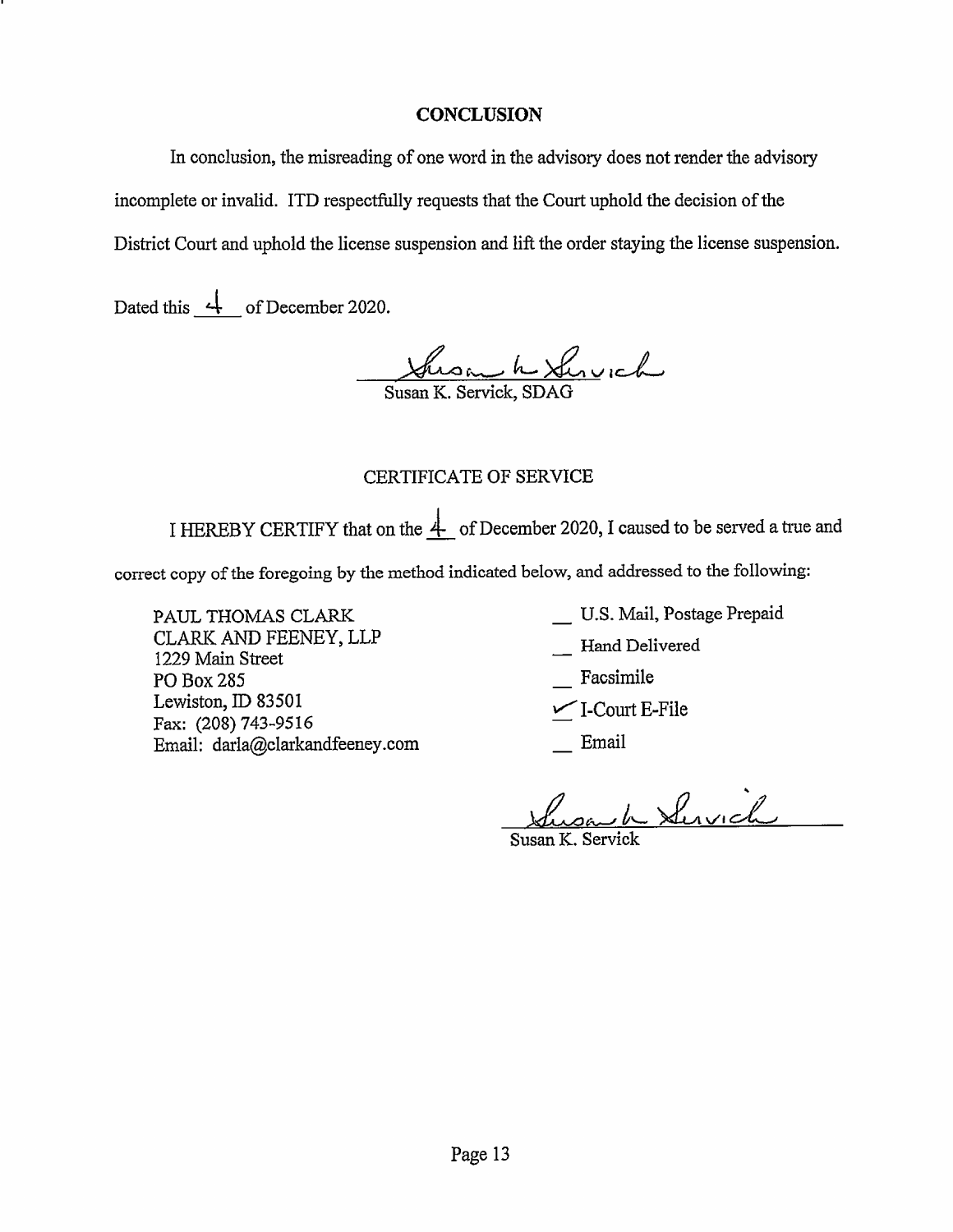## CONCLUSION

In conclusion, the misreading of one word in the advisory does not render the advisory incomplete or invalid. ITD respectfully requests that the Court uphold the decision of the District Court and uphold the license suspension and lift the order staying the license suspension.

Dated this 4 of December 2020.

Susan K. Servick

Susan K. Servick, SDAG

CERTIFICATE OF SERVICE

I HEREBY CERTIFY that on the 4 of December 2020, I caused to be served a true and correct copy of the foregoing by the method indicated below, and addressed to the following:

PAUL THOMAS CLARK
CLARK AND FEENEY, LLP
1229 Main Street
PO Box 285
Lewiston, ID 83501
Fax: (208) 743-9516
Email: darla@clarkandfeeney.com

__ U.S. Mail, Postage Prepaid
__ Hand Delivered
__ Facsimile
✓ I-Court E-File
__ Email

Susan K. Servick

Susan K. Servick